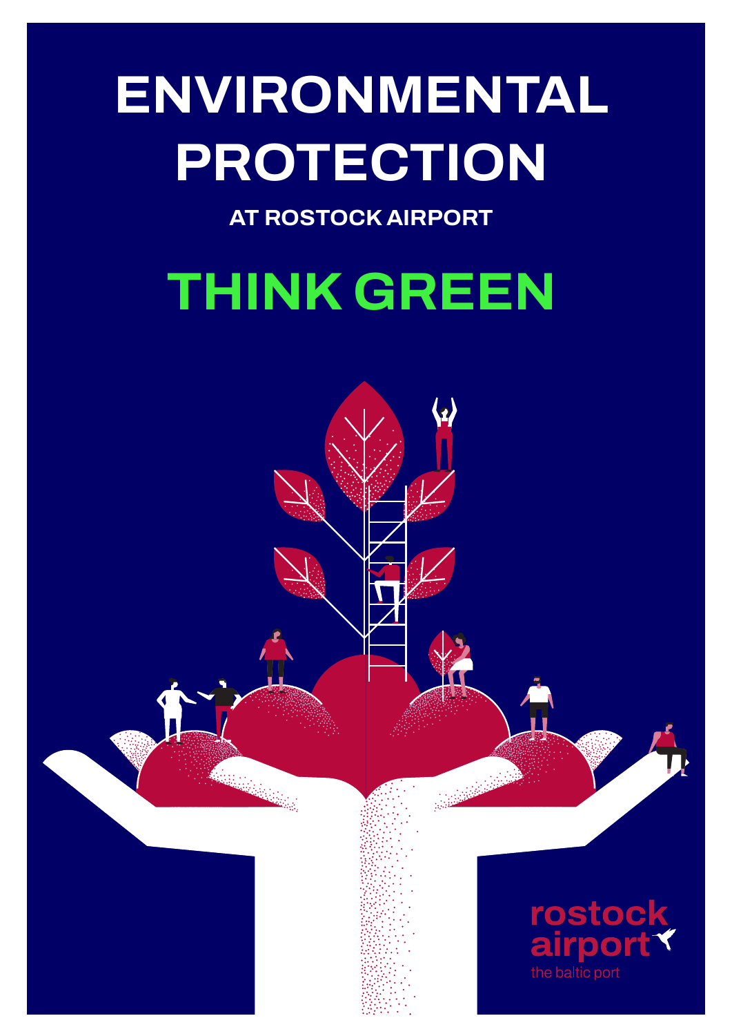# ENVIRONMENTAL PROTECTION

## AT ROSTOCK AIRPORT

# THINK GREEN

rostock airport

the baltic port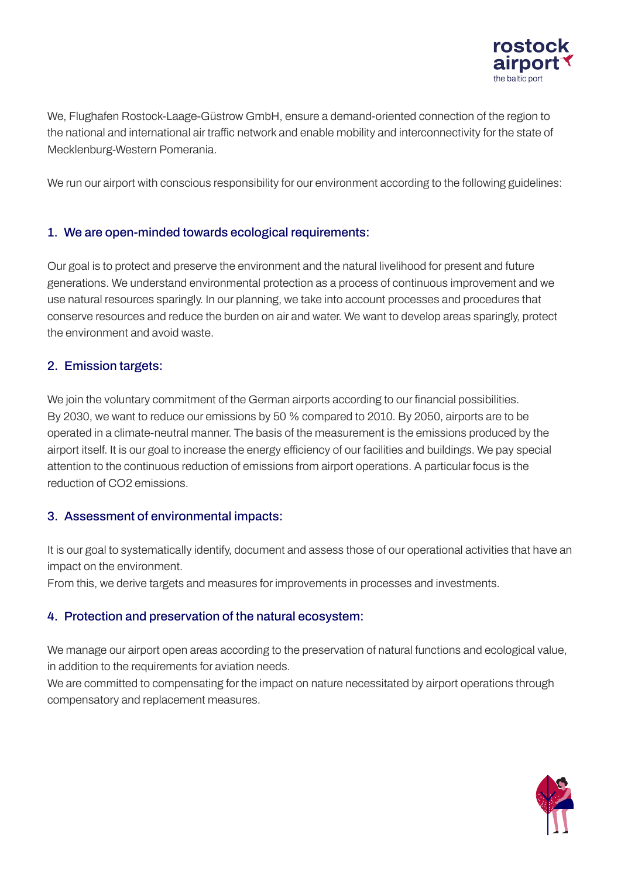We, Flughafen Rostock-Laage-Güstrow GmbH, ensure a demand-oriented connection of the region to the national and international air traffic network and enable mobility and interconnectivity for the state of Mecklenburg-Western Pomerania.

We run our airport with conscious responsibility for our environment according to the following guidelines:

## 1. We are open-minded towards ecological requirements:

Our goal is to protect and preserve the environment and the natural livelihood for present and future generations. We understand environmental protection as a process of continuous improvement and we use natural resources sparingly. In our planning, we take into account processes and procedures that conserve resources and reduce the burden on air and water. We want to develop areas sparingly, protect the environment and avoid waste.

## 2. Emission targets:

We join the voluntary commitment of the German airports according to our financial possibilities. By 2030, we want to reduce our emissions by 50 % compared to 2010. By 2050, airports are to be operated in a climate-neutral manner. The basis of the measurement is the emissions produced by the airport itself. It is our goal to increase the energy efficiency of our facilities and buildings. We pay special attention to the continuous reduction of emissions from airport operations. A particular focus is the reduction of $CO_2$ emissions.

## 3. Assessment of environmental impacts:

It is our goal to systematically identify, document and assess those of our operational activities that have an impact on the environment.
From this, we derive targets and measures for improvements in processes and investments.

## 4. Protection and preservation of the natural ecosystem:

We manage our airport open areas according to the preservation of natural functions and ecological value, in addition to the requirements for aviation needs.
We are committed to compensating for the impact on nature necessitated by airport operations through compensatory and replacement measures.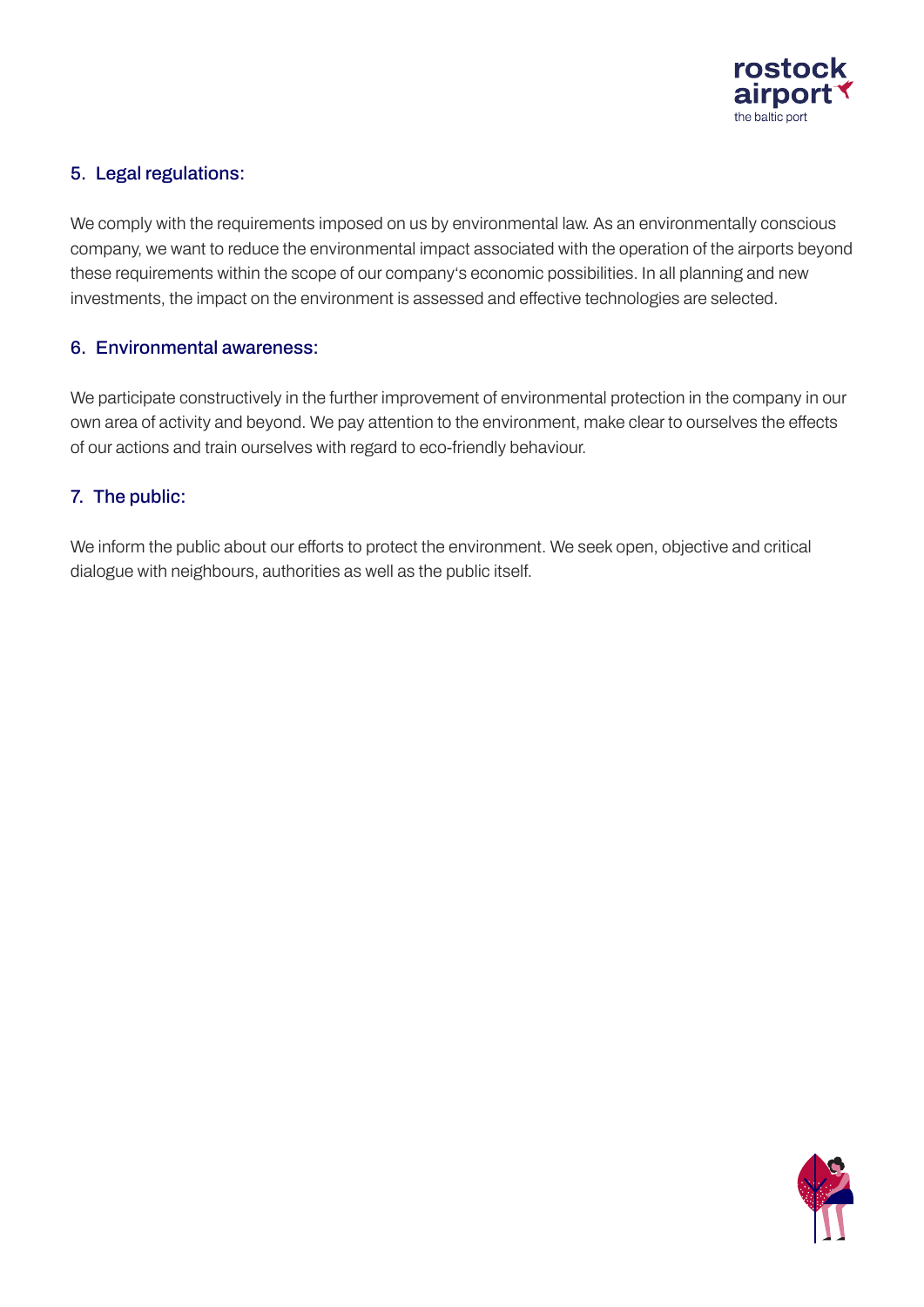## 5. Legal regulations:

We comply with the requirements imposed on us by environmental law. As an environmentally conscious company, we want to reduce the environmental impact associated with the operation of the airports beyond these requirements within the scope of our company's economic possibilities. In all planning and new investments, the impact on the environment is assessed and effective technologies are selected.

## 6. Environmental awareness:

We participate constructively in the further improvement of environmental protection in the company in our own area of activity and beyond. We pay attention to the environment, make clear to ourselves the effects of our actions and train ourselves with regard to eco-friendly behaviour.

## 7. The public:

We inform the public about our efforts to protect the environment. We seek open, objective and critical dialogue with neighbours, authorities as well as the public itself.